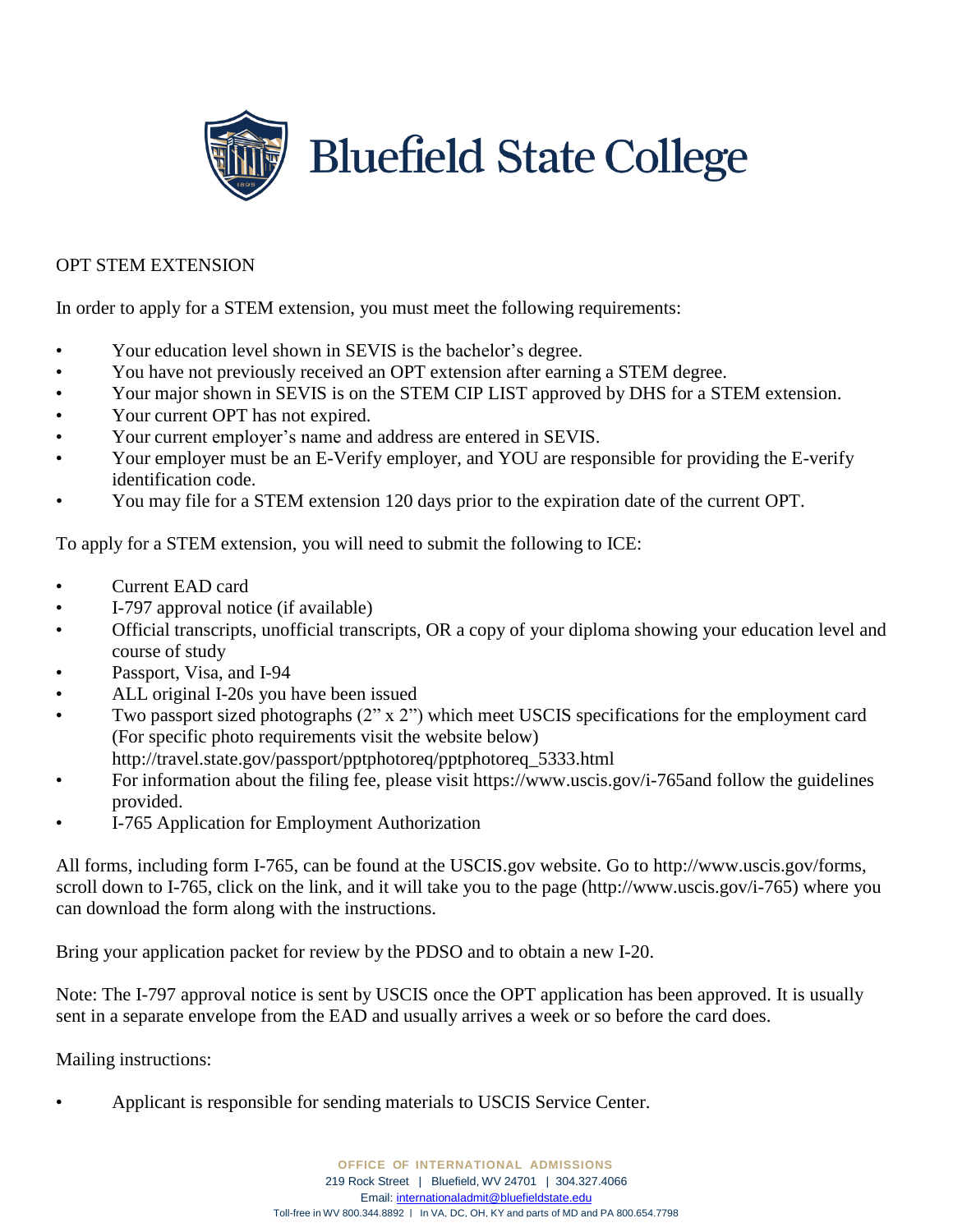# Bluefield State College

OPT STEM EXTENSION

In order to apply for a STEM extension, you must meet the following requirements:

- Your education level shown in SEVIS is the bachelor's degree.
- You have not previously received an OPT extension after earning a STEM degree.
- Your major shown in SEVIS is on the STEM CIP LIST approved by DHS for a STEM extension.
- Your current OPT has not expired.
- Your current employer's name and address are entered in SEVIS.
- Your employer must be an E-Verify employer, and YOU are responsible for providing the E-verify identification code.
- You may file for a STEM extension 120 days prior to the expiration date of the current OPT.

To apply for a STEM extension, you will need to submit the following to ICE:

- Current EAD card
- I-797 approval notice (if available)
- Official transcripts, unofficial transcripts, OR a copy of your diploma showing your education level and course of study
- Passport, Visa, and I-94
- ALL original I-20s you have been issued
- Two passport sized photographs (2" x 2") which meet USCIS specifications for the employment card (For specific photo requirements visit the website below) http://travel.state.gov/passport/pptphotoreq/pptphotoreq_5333.html
- For information about the filing fee, please visit https://www.uscis.gov/i-765and follow the guidelines provided.
- I-765 Application for Employment Authorization

All forms, including form I-765, can be found at the USCIS.gov website. Go to http://www.uscis.gov/forms, scroll down to I-765, click on the link, and it will take you to the page (http://www.uscis.gov/i-765) where you can download the form along with the instructions.

Bring your application packet for review by the PDSO and to obtain a new I-20.

Note: The I-797 approval notice is sent by USCIS once the OPT application has been approved. It is usually sent in a separate envelope from the EAD and usually arrives a week or so before the card does.

Mailing instructions:

- Applicant is responsible for sending materials to USCIS Service Center.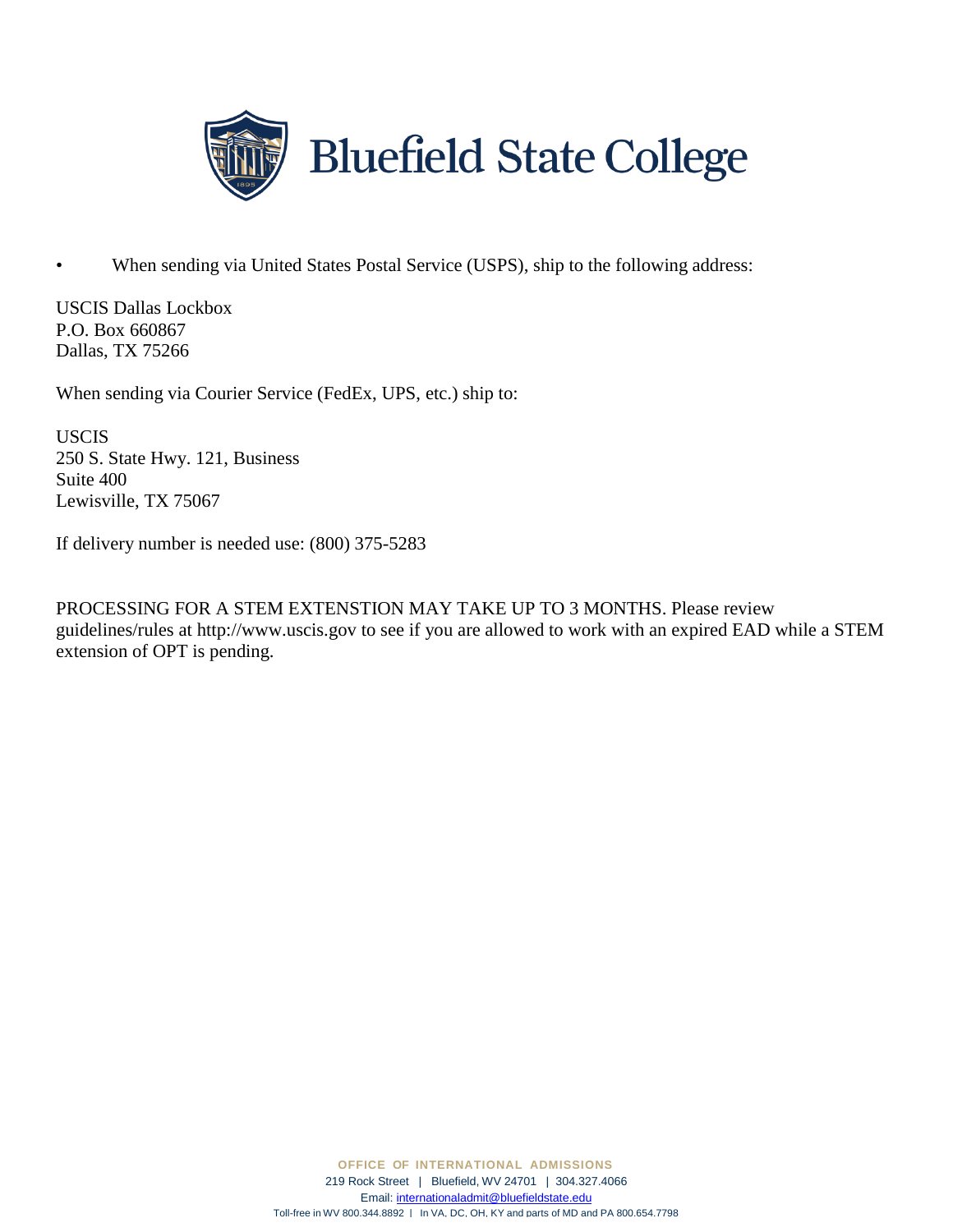- When sending via United States Postal Service (USPS), ship to the following address:

USCIS Dallas Lockbox
P.O. Box 660867
Dallas, TX 75266

When sending via Courier Service (FedEx, UPS, etc.) ship to:

USCIS
250 S. State Hwy. 121, Business
Suite 400
Lewisville, TX 75067

If delivery number is needed use: (800) 375-5283

PROCESSING FOR A STEM EXTENSTION MAY TAKE UP TO 3 MONTHS. Please review guidelines/rules at http://www.uscis.gov to see if you are allowed to work with an expired EAD while a STEM extension of OPT is pending.

OFFICE OF INTERNATIONAL ADMISSIONS
219 Rock Street | Bluefield, WV 24701 | 304.327.4066
Email: internationaladmit@bluefieldstate.edu
Toll-free in WV 800.344.8892 | In VA, DC, OH, KY and parts of MD and PA 800.654.7798